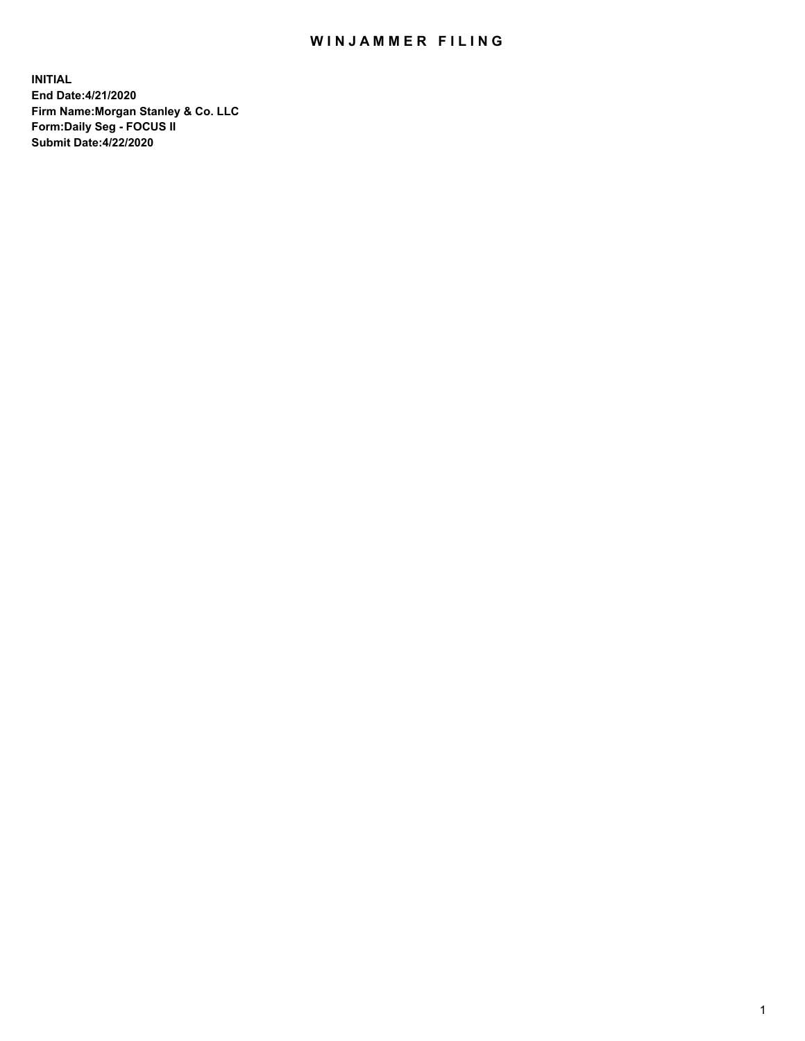# WINJAMMER FILING

**INITIAL**
**End Date:4/21/2020**
**Firm Name:Morgan Stanley & Co. LLC**
**Form:Daily Seg - FOCUS II**
**Submit Date:4/22/2020**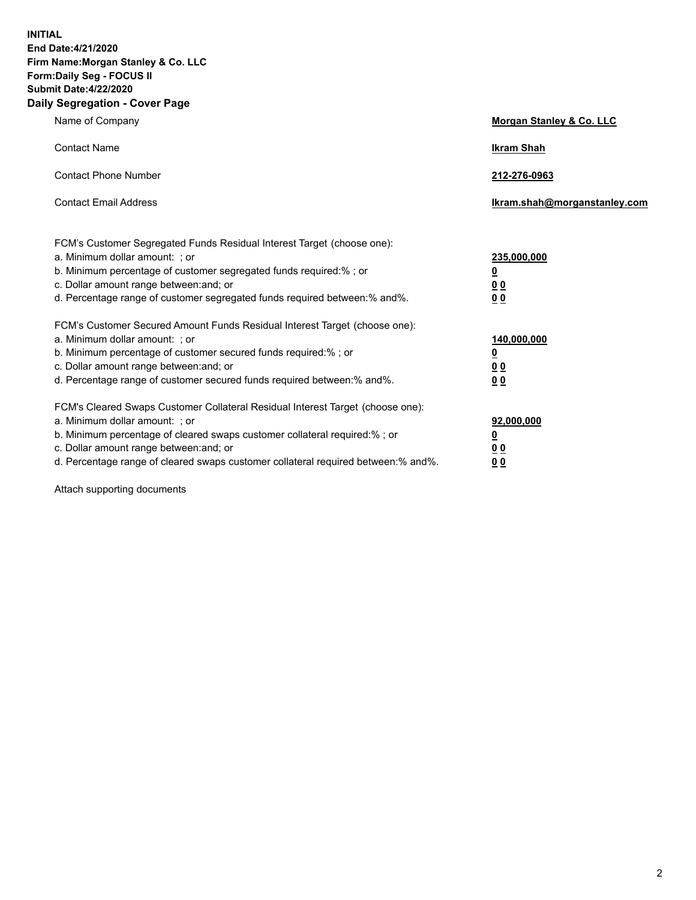**INITIAL**
**End Date:4/21/2020**
**Firm Name:Morgan Stanley & Co. LLC**
**Form:Daily Seg - FOCUS II**
**Submit Date:4/22/2020**

## Daily Segregation - Cover Page

| | |
|---|---|
| Name of Company | **Morgan Stanley & Co. LLC** |
| Contact Name | **Ikram Shah** |
| Contact Phone Number | **212-276-0963** |
| Contact Email Address | **Ikram.shah@morganstanley.com** |

| | |
|---|---|
| FCM's Customer Segregated Funds Residual Interest Target (choose one): | |
| a. Minimum dollar amount: ; or | **235,000,000** |
| b. Minimum percentage of customer segregated funds required:% ; or | **0** |
| c. Dollar amount range between:and; or | **0 0** |
| d. Percentage range of customer segregated funds required between:% and%. | **0 0** |
| FCM's Customer Secured Amount Funds Residual Interest Target (choose one): | |
| a. Minimum dollar amount: ; or | **140,000,000** |
| b. Minimum percentage of customer secured funds required:% ; or | **0** |
| c. Dollar amount range between:and; or | **0 0** |
| d. Percentage range of customer secured funds required between:% and%. | **0 0** |
| FCM's Cleared Swaps Customer Collateral Residual Interest Target (choose one): | |
| a. Minimum dollar amount: ; or | **92,000,000** |
| b. Minimum percentage of cleared swaps customer collateral required:% ; or | **0** |
| c. Dollar amount range between:and; or | **0 0** |
| d. Percentage range of cleared swaps customer collateral required between:% and%. | **0 0** |

Attach supporting documents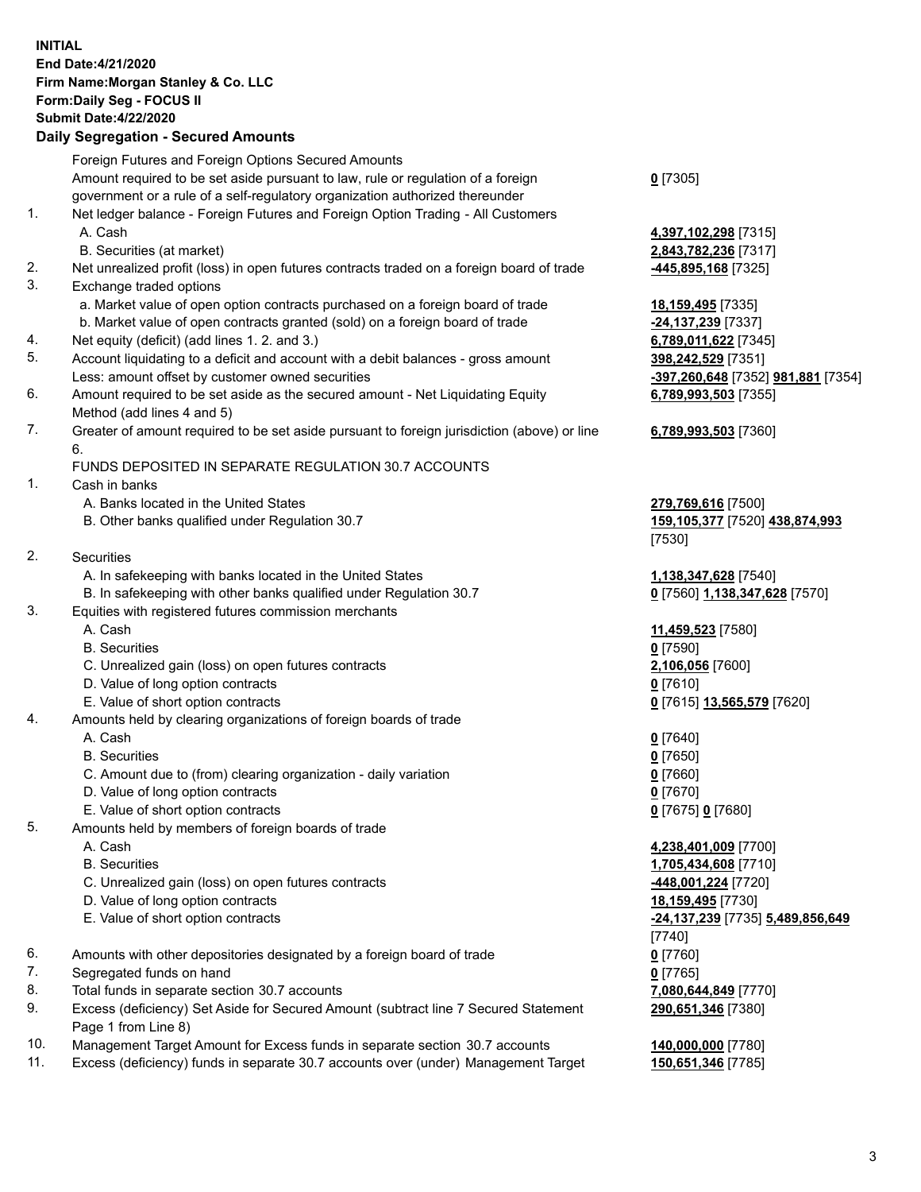**INITIAL**
**End Date:4/21/2020**
**Firm Name:Morgan Stanley & Co. LLC**
**Form:Daily Seg - FOCUS II**
**Submit Date:4/22/2020**

## Daily Segregation - Secured Amounts

| | | |
|---|---|---|
| | Foreign Futures and Foreign Options Secured Amounts | |
| | Amount required to be set aside pursuant to law, rule or regulation of a foreign government or a rule of a self-regulatory organization authorized thereunder | **0** [7305] |
| 1. | Net ledger balance - Foreign Futures and Foreign Option Trading - All Customers | |
| | A. Cash | **4,397,102,298** [7315] |
| | B. Securities (at market) | **2,843,782,236** [7317] |
| 2. | Net unrealized profit (loss) in open futures contracts traded on a foreign board of trade | **-445,895,168** [7325] |
| 3. | Exchange traded options | |
| | a. Market value of open option contracts purchased on a foreign board of trade | **18,159,495** [7335] |
| | b. Market value of open contracts granted (sold) on a foreign board of trade | **-24,137,239** [7337] |
| 4. | Net equity (deficit) (add lines 1. 2. and 3.) | **6,789,011,622** [7345] |
| 5. | Account liquidating to a deficit and account with a debit balances - gross amount | **398,242,529** [7351] |
| | Less: amount offset by customer owned securities | **-397,260,648** [7352] **981,881** [7354] |
| 6. | Amount required to be set aside as the secured amount - Net Liquidating Equity Method (add lines 4 and 5) | **6,789,993,503** [7355] |
| 7. | Greater of amount required to be set aside pursuant to foreign jurisdiction (above) or line 6. | **6,789,993,503** [7360] |
| | FUNDS DEPOSITED IN SEPARATE REGULATION 30.7 ACCOUNTS | |
| 1. | Cash in banks | |
| | A. Banks located in the United States | **279,769,616** [7500] |
| | B. Other banks qualified under Regulation 30.7 | **159,105,377** [7520] **438,874,993** [7530] |
| 2. | Securities | |
| | A. In safekeeping with banks located in the United States | **1,138,347,628** [7540] |
| | B. In safekeeping with other banks qualified under Regulation 30.7 | **0** [7560] **1,138,347,628** [7570] |
| 3. | Equities with registered futures commission merchants | |
| | A. Cash | **11,459,523** [7580] |
| | B. Securities | **0** [7590] |
| | C. Unrealized gain (loss) on open futures contracts | **2,106,056** [7600] |
| | D. Value of long option contracts | **0** [7610] |
| | E. Value of short option contracts | **0** [7615] **13,565,579** [7620] |
| 4. | Amounts held by clearing organizations of foreign boards of trade | |
| | A. Cash | **0** [7640] |
| | B. Securities | **0** [7650] |
| | C. Amount due to (from) clearing organization - daily variation | **0** [7660] |
| | D. Value of long option contracts | **0** [7670] |
| | E. Value of short option contracts | **0** [7675] **0** [7680] |
| 5. | Amounts held by members of foreign boards of trade | |
| | A. Cash | **4,238,401,009** [7700] |
| | B. Securities | **1,705,434,608** [7710] |
| | C. Unrealized gain (loss) on open futures contracts | **-448,001,224** [7720] |
| | D. Value of long option contracts | **18,159,495** [7730] |
| | E. Value of short option contracts | **-24,137,239** [7735] **5,489,856,649** [7740] |
| 6. | Amounts with other depositories designated by a foreign board of trade | **0** [7760] |
| 7. | Segregated funds on hand | **0** [7765] |
| 8. | Total funds in separate section 30.7 accounts | **7,080,644,849** [7770] |
| 9. | Excess (deficiency) Set Aside for Secured Amount (subtract line 7 Secured Statement Page 1 from Line 8) | **290,651,346** [7380] |
| 10. | Management Target Amount for Excess funds in separate section 30.7 accounts | **140,000,000** [7780] |
| 11. | Excess (deficiency) funds in separate 30.7 accounts over (under) Management Target | **150,651,346** [7785] |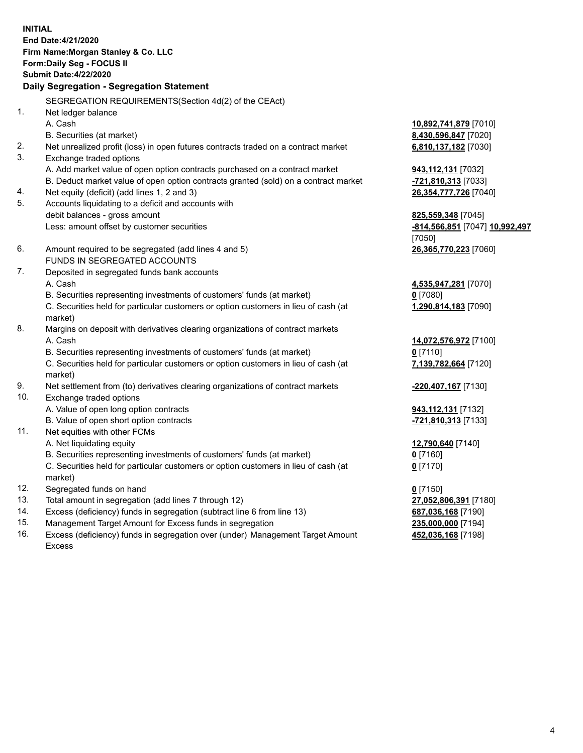**INITIAL**
**End Date:4/21/2020**
**Firm Name:Morgan Stanley & Co. LLC**
**Form:Daily Seg - FOCUS II**
**Submit Date:4/22/2020**

**Daily Segregation - Segregation Statement**

| | | |
|---|---|---|
| | SEGREGATION REQUIREMENTS(Section 4d(2) of the CEAct) | |
| 1. | Net ledger balance | |
| | A. Cash | **10,892,741,879** [7010] |
| | B. Securities (at market) | **8,430,596,847** [7020] |
| 2. | Net unrealized profit (loss) in open futures contracts traded on a contract market | **6,810,137,182** [7030] |
| 3. | Exchange traded options | |
| | A. Add market value of open option contracts purchased on a contract market | **943,112,131** [7032] |
| | B. Deduct market value of open option contracts granted (sold) on a contract market | **-721,810,313** [7033] |
| 4. | Net equity (deficit) (add lines 1, 2 and 3) | **26,354,777,726** [7040] |
| 5. | Accounts liquidating to a deficit and accounts with debit balances - gross amount | **825,559,348** [7045] |
| | Less: amount offset by customer securities | **-814,566,851** [7047] **10,992,497** [7050] |
| 6. | Amount required to be segregated (add lines 4 and 5) | **26,365,770,223** [7060] |
| | FUNDS IN SEGREGATED ACCOUNTS | |
| 7. | Deposited in segregated funds bank accounts | |
| | A. Cash | **4,535,947,281** [7070] |
| | B. Securities representing investments of customers' funds (at market) | **0** [7080] |
| | C. Securities held for particular customers or option customers in lieu of cash (at market) | **1,290,814,183** [7090] |
| 8. | Margins on deposit with derivatives clearing organizations of contract markets | |
| | A. Cash | **14,072,576,972** [7100] |
| | B. Securities representing investments of customers' funds (at market) | **0** [7110] |
| | C. Securities held for particular customers or option customers in lieu of cash (at market) | **7,139,782,664** [7120] |
| 9. | Net settlement from (to) derivatives clearing organizations of contract markets | **-220,407,167** [7130] |
| 10. | Exchange traded options | |
| | A. Value of open long option contracts | **943,112,131** [7132] |
| | B. Value of open short option contracts | **-721,810,313** [7133] |
| 11. | Net equities with other FCMs | |
| | A. Net liquidating equity | **12,790,640** [7140] |
| | B. Securities representing investments of customers' funds (at market) | **0** [7160] |
| | C. Securities held for particular customers or option customers in lieu of cash (at market) | **0** [7170] |
| 12. | Segregated funds on hand | **0** [7150] |
| 13. | Total amount in segregation (add lines 7 through 12) | **27,052,806,391** [7180] |
| 14. | Excess (deficiency) funds in segregation (subtract line 6 from line 13) | **687,036,168** [7190] |
| 15. | Management Target Amount for Excess funds in segregation | **235,000,000** [7194] |
| 16. | Excess (deficiency) funds in segregation over (under) Management Target Amount Excess | **452,036,168** [7198] |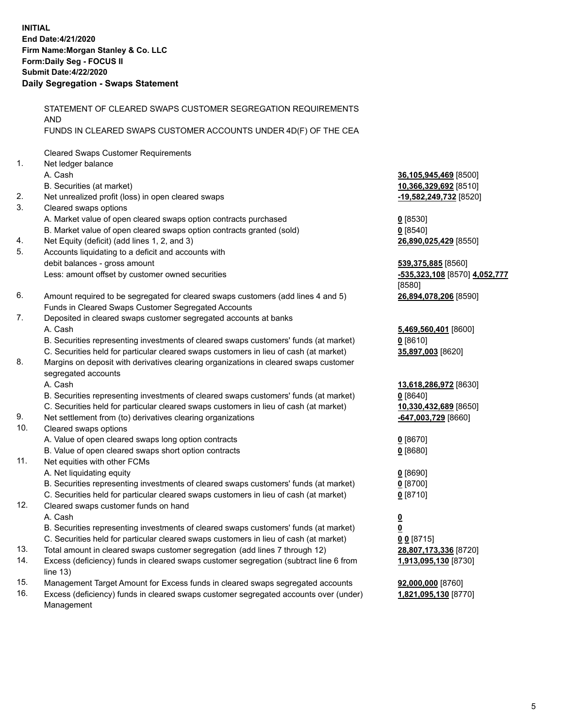**INITIAL**
**End Date:4/21/2020**
**Firm Name:Morgan Stanley & Co. LLC**
**Form:Daily Seg - FOCUS II**
**Submit Date:4/22/2020**
**Daily Segregation - Swaps Statement**

STATEMENT OF CLEARED SWAPS CUSTOMER SEGREGATION REQUIREMENTS AND FUNDS IN CLEARED SWAPS CUSTOMER ACCOUNTS UNDER 4D(F) OF THE CEA

| | | |
|---|---|---|
| | Cleared Swaps Customer Requirements | |
| 1. | Net ledger balance | |
| | A. Cash | **36,105,945,469** [8500] |
| | B. Securities (at market) | **10,366,329,692** [8510] |
| 2. | Net unrealized profit (loss) in open cleared swaps | **-19,582,249,732** [8520] |
| 3. | Cleared swaps options | |
| | A. Market value of open cleared swaps option contracts purchased | **0** [8530] |
| | B. Market value of open cleared swaps option contracts granted (sold) | **0** [8540] |
| 4. | Net Equity (deficit) (add lines 1, 2, and 3) | **26,890,025,429** [8550] |
| 5. | Accounts liquidating to a deficit and accounts with debit balances - gross amount | **539,375,885** [8560] |
| | Less: amount offset by customer owned securities | **-535,323,108** [8570] **4,052,777** [8580] |
| 6. | Amount required to be segregated for cleared swaps customers (add lines 4 and 5) | **26,894,078,206** [8590] |
| | Funds in Cleared Swaps Customer Segregated Accounts | |
| 7. | Deposited in cleared swaps customer segregated accounts at banks | |
| | A. Cash | **5,469,560,401** [8600] |
| | B. Securities representing investments of cleared swaps customers' funds (at market) | **0** [8610] |
| | C. Securities held for particular cleared swaps customers in lieu of cash (at market) | **35,897,003** [8620] |
| 8. | Margins on deposit with derivatives clearing organizations in cleared swaps customer segregated accounts | |
| | A. Cash | **13,618,286,972** [8630] |
| | B. Securities representing investments of cleared swaps customers' funds (at market) | **0** [8640] |
| | C. Securities held for particular cleared swaps customers in lieu of cash (at market) | **10,330,432,689** [8650] |
| 9. | Net settlement from (to) derivatives clearing organizations | **-647,003,729** [8660] |
| 10. | Cleared swaps options | |
| | A. Value of open cleared swaps long option contracts | **0** [8670] |
| | B. Value of open cleared swaps short option contracts | **0** [8680] |
| 11. | Net equities with other FCMs | |
| | A. Net liquidating equity | **0** [8690] |
| | B. Securities representing investments of cleared swaps customers' funds (at market) | **0** [8700] |
| | C. Securities held for particular cleared swaps customers in lieu of cash (at market) | **0** [8710] |
| 12. | Cleared swaps customer funds on hand | |
| | A. Cash | **0** |
| | B. Securities representing investments of cleared swaps customers' funds (at market) | **0** |
| | C. Securities held for particular cleared swaps customers in lieu of cash (at market) | **0** **0** [8715] |
| 13. | Total amount in cleared swaps customer segregation (add lines 7 through 12) | **28,807,173,336** [8720] |
| 14. | Excess (deficiency) funds in cleared swaps customer segregation (subtract line 6 from line 13) | **1,913,095,130** [8730] |
| 15. | Management Target Amount for Excess funds in cleared swaps segregated accounts | **92,000,000** [8760] |
| 16. | Excess (deficiency) funds in cleared swaps customer segregated accounts over (under) Management | **1,821,095,130** [8770] |